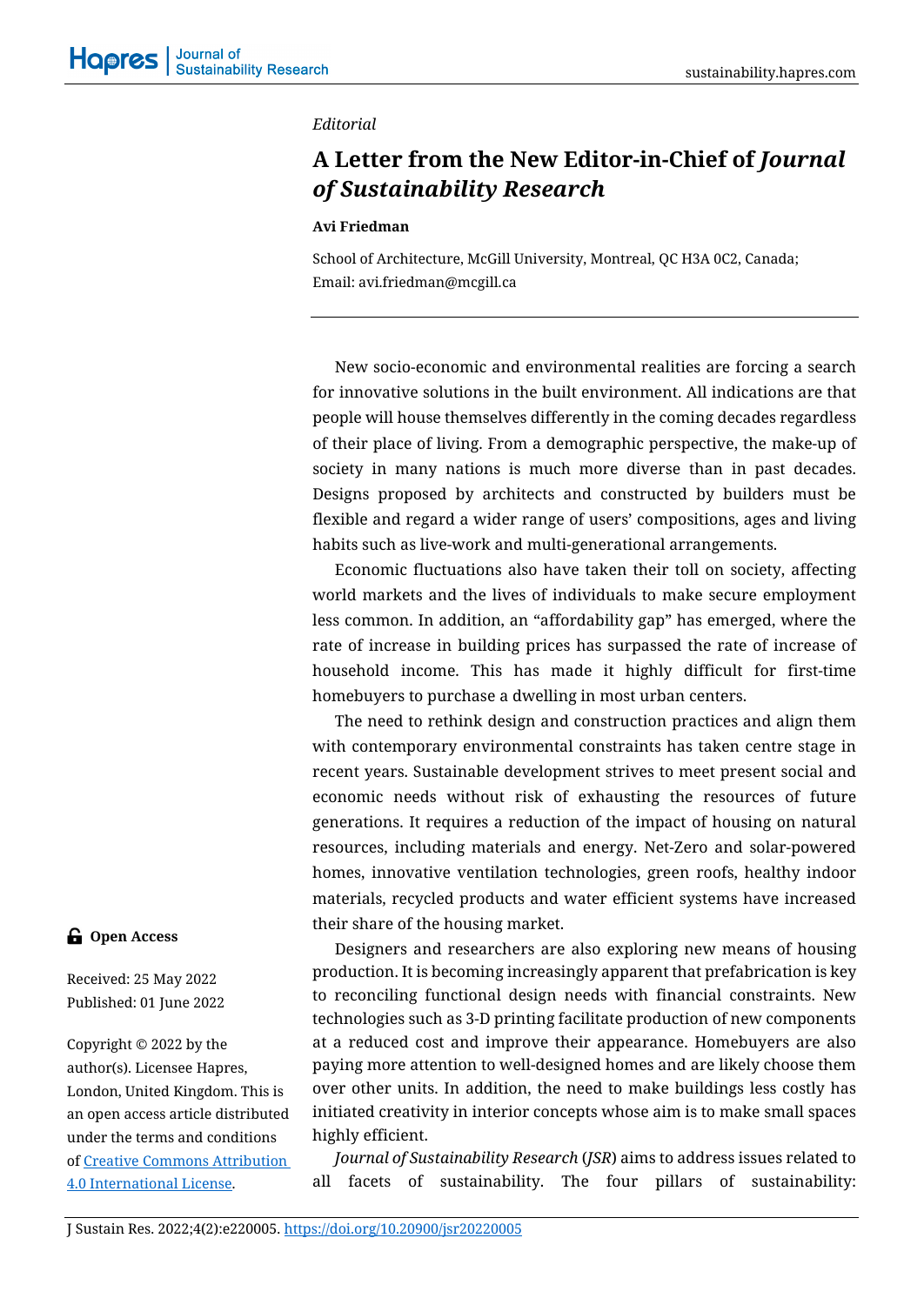*Editorial*

# A Letter from the New Editor-in-Chief of *Journal of Sustainability Research*

**Avi Friedman**

School of Architecture, McGill University, Montreal, QC H3A 0C2, Canada; Email: avi.friedman@mcgill.ca

New socio-economic and environmental realities are forcing a search for innovative solutions in the built environment. All indications are that people will house themselves differently in the coming decades regardless of their place of living. From a demographic perspective, the make-up of society in many nations is much more diverse than in past decades. Designs proposed by architects and constructed by builders must be flexible and regard a wider range of users' compositions, ages and living habits such as live-work and multi-generational arrangements.

Economic fluctuations also have taken their toll on society, affecting world markets and the lives of individuals to make secure employment less common. In addition, an "affordability gap" has emerged, where the rate of increase in building prices has surpassed the rate of increase of household income. This has made it highly difficult for first-time homebuyers to purchase a dwelling in most urban centers.

The need to rethink design and construction practices and align them with contemporary environmental constraints has taken centre stage in recent years. Sustainable development strives to meet present social and economic needs without risk of exhausting the resources of future generations. It requires a reduction of the impact of housing on natural resources, including materials and energy. Net-Zero and solar-powered homes, innovative ventilation technologies, green roofs, healthy indoor materials, recycled products and water efficient systems have increased their share of the housing market.

Designers and researchers are also exploring new means of housing production. It is becoming increasingly apparent that prefabrication is key to reconciling functional design needs with financial constraints. New technologies such as 3-D printing facilitate production of new components at a reduced cost and improve their appearance. Homebuyers are also paying more attention to well-designed homes and are likely choose them over other units. In addition, the need to make buildings less costly has initiated creativity in interior concepts whose aim is to make small spaces highly efficient.

*Journal of Sustainability Research* (*JSR*) aims to address issues related to all facets of sustainability. The four pillars of sustainability:

**Open Access**

Received: 25 May 2022

Published: 01 June 2022

Copyright © 2022 by the author(s). Licensee Hapres, London, United Kingdom. This is an open access article distributed under the terms and conditions of [Creative Commons Attribution 4.0 International License](https://creativecommons.org/licenses/by/4.0/).

J Sustain Res. 2022;4(2):e220005. https://doi.org/10.20900/jsr20220005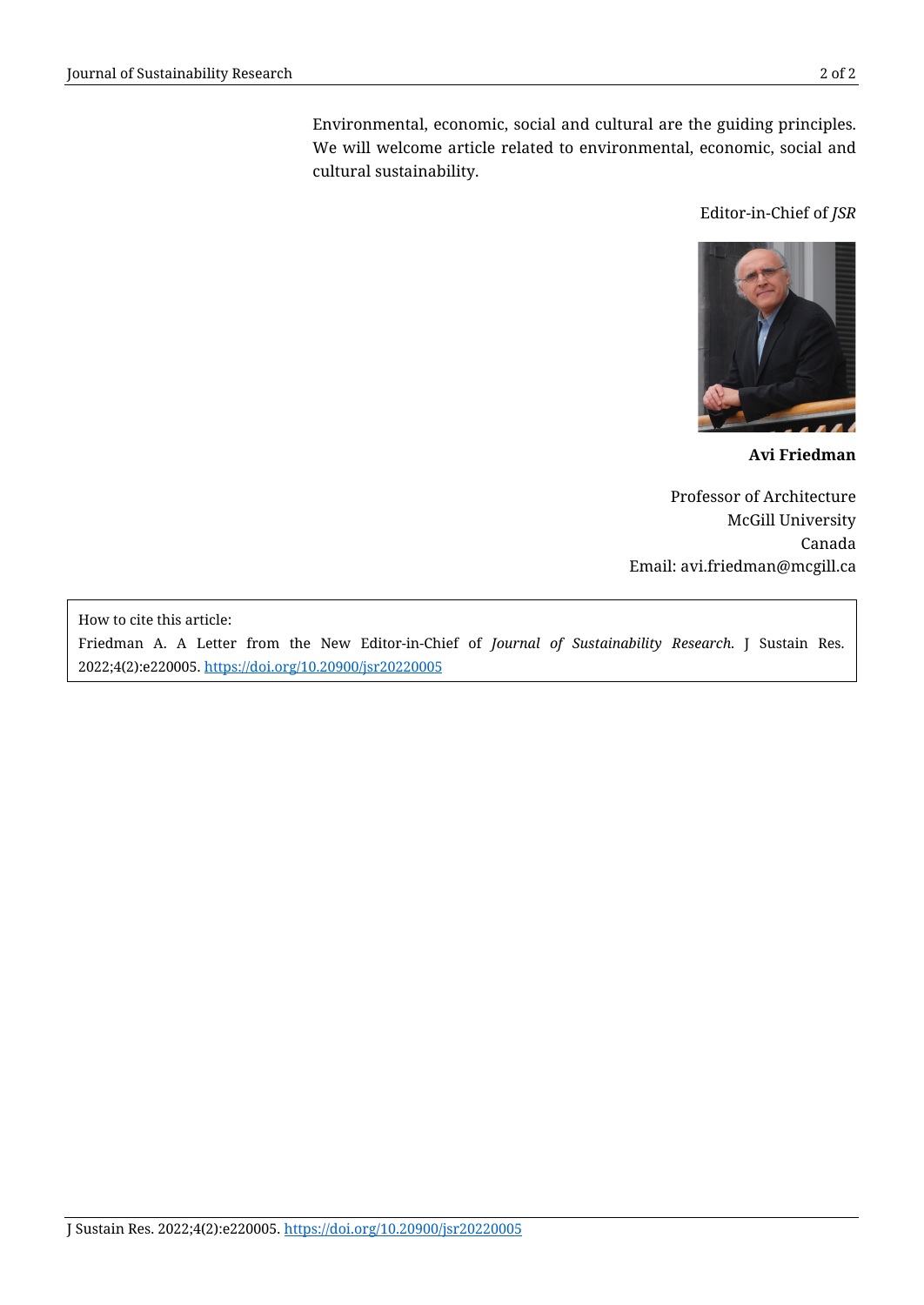Environmental, economic, social and cultural are the guiding principles. We will welcome article related to environmental, economic, social and cultural sustainability.

Editor-in-Chief of *JSR*

**Avi Friedman**

Professor of Architecture
McGill University
Canada
Email: avi.friedman@mcgill.ca

How to cite this article:
Friedman A. A Letter from the New Editor-in-Chief of *Journal of Sustainability Research*. J Sustain Res. 2022;4(2):e220005. https://doi.org/10.20900/jsr20220005